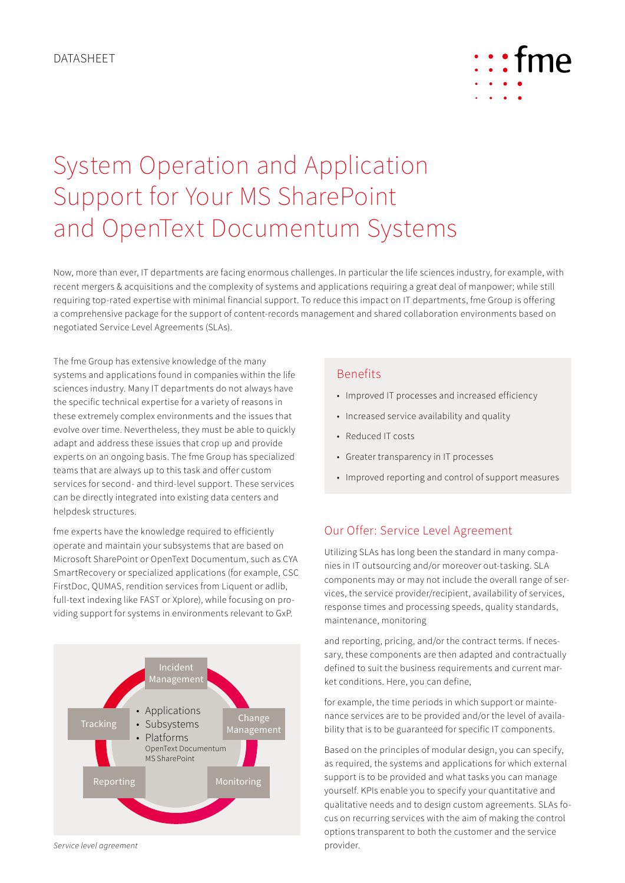DATASHEET

# System Operation and Application Support for Your MS SharePoint and OpenText Documentum Systems

Now, more than ever, IT departments are facing enormous challenges. In particular the life sciences industry, for example, with recent mergers & acquisitions and the complexity of systems and applications requiring a great deal of manpower; while still requiring top-rated expertise with minimal financial support. To reduce this impact on IT departments, fme Group is offering a comprehensive package for the support of content-records management and shared collaboration environments based on negotiated Service Level Agreements (SLAs).

The fme Group has extensive knowledge of the many systems and applications found in companies within the life sciences industry. Many IT departments do not always have the specific technical expertise for a variety of reasons in these extremely complex environments and the issues that evolve over time. Nevertheless, they must be able to quickly adapt and address these issues that crop up and provide experts on an ongoing basis. The fme Group has specialized teams that are always up to this task and offer custom services for second- and third-level support. These services can be directly integrated into existing data centers and helpdesk structures.

fme experts have the knowledge required to efficiently operate and maintain your subsystems that are based on Microsoft SharePoint or OpenText Documentum, such as CYA SmartRecovery or specialized applications (for example, CSC FirstDoc, QUMAS, rendition services from Liquent or adlib, full-text indexing like FAST or Xplore), while focusing on providing support for systems in environments relevant to GxP.

Incident Management

Tracking

Change Management

Reporting

Monitoring

- Applications
- Subsystems
- Platforms

OpenText Documentum
MS SharePoint

*Service level agreement*

## Benefits

- Improved IT processes and increased efficiency
- Increased service availability and quality
- Reduced IT costs
- Greater transparency in IT processes
- Improved reporting and control of support measures

## Our Offer: Service Level Agreement

Utilizing SLAs has long been the standard in many companies in IT outsourcing and/or moreover out-tasking. SLA components may or may not include the overall range of services, the service provider/recipient, availability of services, response times and processing speeds, quality standards, maintenance, monitoring

and reporting, pricing, and/or the contract terms. If necessary, these components are then adapted and contractually defined to suit the business requirements and current market conditions. Here, you can define,

for example, the time periods in which support or maintenance services are to be provided and/or the level of availability that is to be guaranteed for specific IT components.

Based on the principles of modular design, you can specify, as required, the systems and applications for which external support is to be provided and what tasks you can manage yourself. KPIs enable you to specify your quantitative and qualitative needs and to design custom agreements. SLAs focus on recurring services with the aim of making the control options transparent to both the customer and the service provider.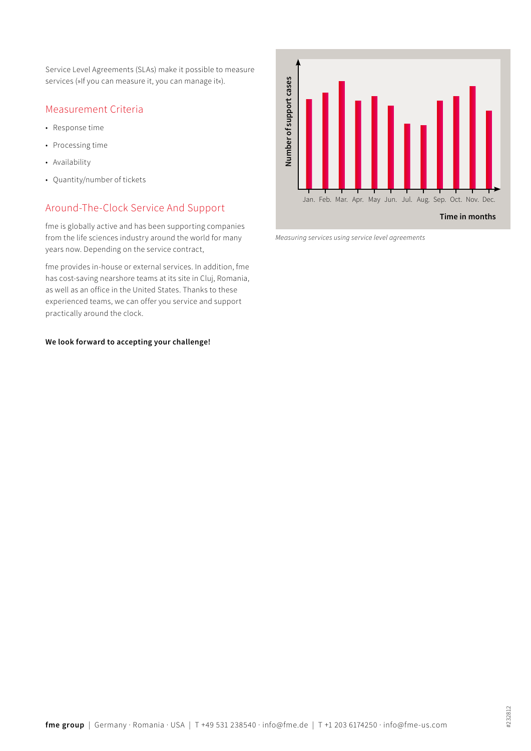Service Level Agreements (SLAs) make it possible to measure services (»If you can measure it, you can manage it«).

## Measurement Criteria

- Response time
- Processing time
- Availability
- Quantity/number of tickets

## Around-The-Clock Service And Support

fme is globally active and has been supporting companies from the life sciences industry around the world for many years now. Depending on the service contract,

fme provides in-house or external services. In addition, fme has cost-saving nearshore teams at its site in Cluj, Romania, as well as an office in the United States. Thanks to these experienced teams, we can offer you service and support practically around the clock.

**We look forward to accepting your challenge!**

Number of support cases

Jan. Feb. Mar. Apr. May Jun. Jul. Aug. Sep. Oct. Nov. Dec.

Time in months

*Measuring services using service level agreements*

**fme group** | Germany · Romania · USA | T +49 531 238540 · info@fme.de | T +1 203 6174250 · info@fme-us.com